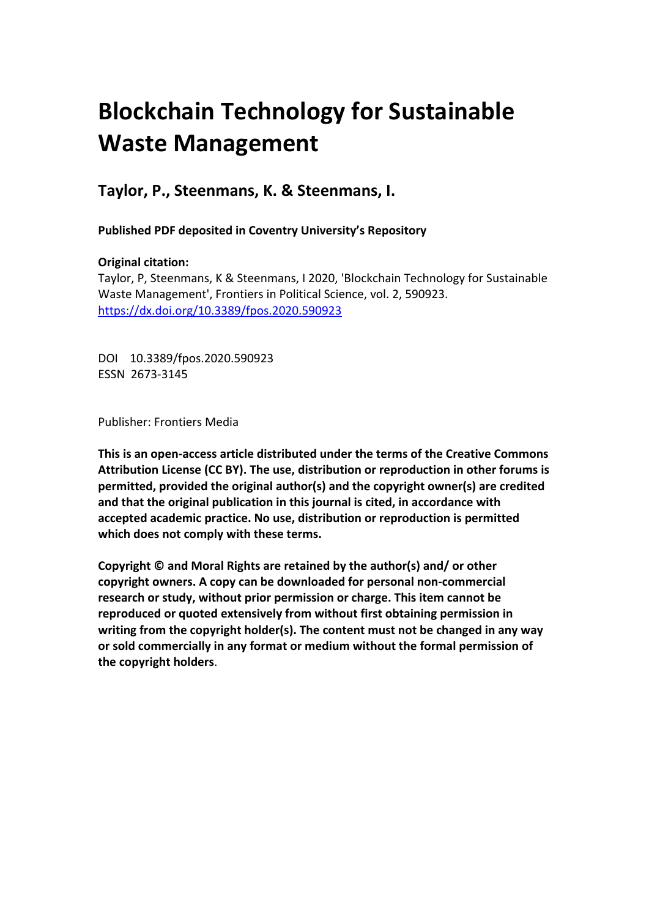# Blockchain Technology for Sustainable Waste Management

## Taylor, P., Steenmans, K. & Steenmans, I.

**Published PDF deposited in Coventry University's Repository**

**Original citation:**

Taylor, P, Steenmans, K & Steenmans, I 2020, 'Blockchain Technology for Sustainable Waste Management', Frontiers in Political Science, vol. 2, 590923.
https://dx.doi.org/10.3389/fpos.2020.590923

DOI 10.3389/fpos.2020.590923
ESSN 2673-3145

Publisher: Frontiers Media

**This is an open-access article distributed under the terms of the Creative Commons Attribution License (CC BY). The use, distribution or reproduction in other forums is permitted, provided the original author(s) and the copyright owner(s) are credited and that the original publication in this journal is cited, in accordance with accepted academic practice. No use, distribution or reproduction is permitted which does not comply with these terms.**

**Copyright © and Moral Rights are retained by the author(s) and/ or other copyright owners. A copy can be downloaded for personal non-commercial research or study, without prior permission or charge. This item cannot be reproduced or quoted extensively from without first obtaining permission in writing from the copyright holder(s). The content must not be changed in any way or sold commercially in any format or medium without the formal permission of the copyright holders**.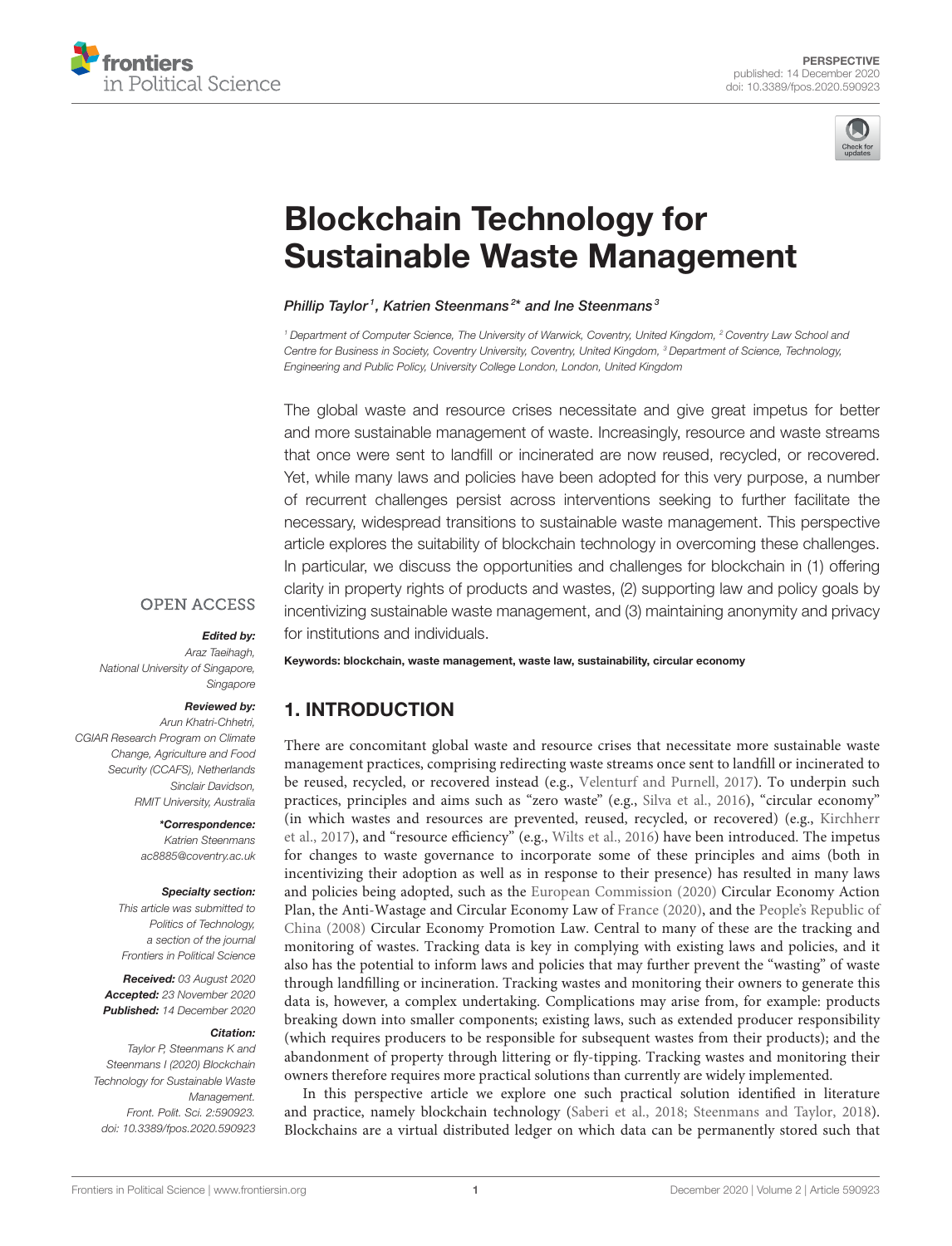# Blockchain Technology for Sustainable Waste Management

*Phillip Taylor[1], Katrien Steenmans[2]\* and Ine Steenmans[3]*

[1] Department of Computer Science, The University of Warwick, Coventry, United Kingdom, [2] Coventry Law School and Centre for Business in Society, Coventry University, Coventry, United Kingdom, [3] Department of Science, Technology, Engineering and Public Policy, University College London, London, United Kingdom

The global waste and resource crises necessitate and give great impetus for better and more sustainable management of waste. Increasingly, resource and waste streams that once were sent to landfill or incinerated are now reused, recycled, or recovered. Yet, while many laws and policies have been adopted for this very purpose, a number of recurrent challenges persist across interventions seeking to further facilitate the necessary, widespread transitions to sustainable waste management. This perspective article explores the suitability of blockchain technology in overcoming these challenges. In particular, we discuss the opportunities and challenges for blockchain in (1) offering clarity in property rights of products and wastes, (2) supporting law and policy goals by incentivizing sustainable waste management, and (3) maintaining anonymity and privacy for institutions and individuals.

**Keywords: blockchain, waste management, waste law, sustainability, circular economy**

OPEN ACCESS

***Edited by:***
Araz Taeihagh,
National University of Singapore,
Singapore

***Reviewed by:***
Arun Khatri-Chhetri,
CGIAR Research Program on Climate Change, Agriculture and Food Security (CCAFS), Netherlands
Sinclair Davidson,
RMIT University, Australia

***\*Correspondence:***
Katrien Steenmans
ac8885@coventry.ac.uk

***Specialty section:***
This article was submitted to Politics of Technology, a section of the journal Frontiers in Political Science

**Received:** 03 August 2020
**Accepted:** 23 November 2020
**Published:** 14 December 2020

***Citation:***
Taylor P, Steenmans K and Steenmans I (2020) Blockchain Technology for Sustainable Waste Management. Front. Polit. Sci. 2:590923. doi: 10.3389/fpos.2020.590923

## 1. INTRODUCTION

There are concomitant global waste and resource crises that necessitate more sustainable waste management practices, comprising redirecting waste streams once sent to landfill or incinerated to be reused, recycled, or recovered instead (e.g., Velenturf and Purnell, 2017). To underpin such practices, principles and aims such as "zero waste" (e.g., Silva et al., 2016), "circular economy" (in which wastes and resources are prevented, reused, recycled, or recovered) (e.g., Kirchherr et al., 2017), and "resource efficiency" (e.g., Wilts et al., 2016) have been introduced. The impetus for changes to waste governance to incorporate some of these principles and aims (both in incentivizing their adoption as well as in response to their presence) has resulted in many laws and policies being adopted, such as the European Commission (2020) Circular Economy Action Plan, the Anti-Wastage and Circular Economy Law of France (2020), and the People's Republic of China (2008) Circular Economy Promotion Law. Central to many of these are the tracking and monitoring of wastes. Tracking data is key in complying with existing laws and policies, and it also has the potential to inform laws and policies that may further prevent the "wasting" of waste through landfilling or incineration. Tracking wastes and monitoring their owners to generate this data is, however, a complex undertaking. Complications may arise from, for example: products breaking down into smaller components; existing laws, such as extended producer responsibility (which requires producers to be responsible for subsequent wastes from their products); and the abandonment of property through littering or fly-tipping. Tracking wastes and monitoring their owners therefore requires more practical solutions than currently are widely implemented.

In this perspective article we explore one such practical solution identified in literature and practice, namely blockchain technology (Saberi et al., 2018; Steenmans and Taylor, 2018). Blockchains are a virtual distributed ledger on which data can be permanently stored such that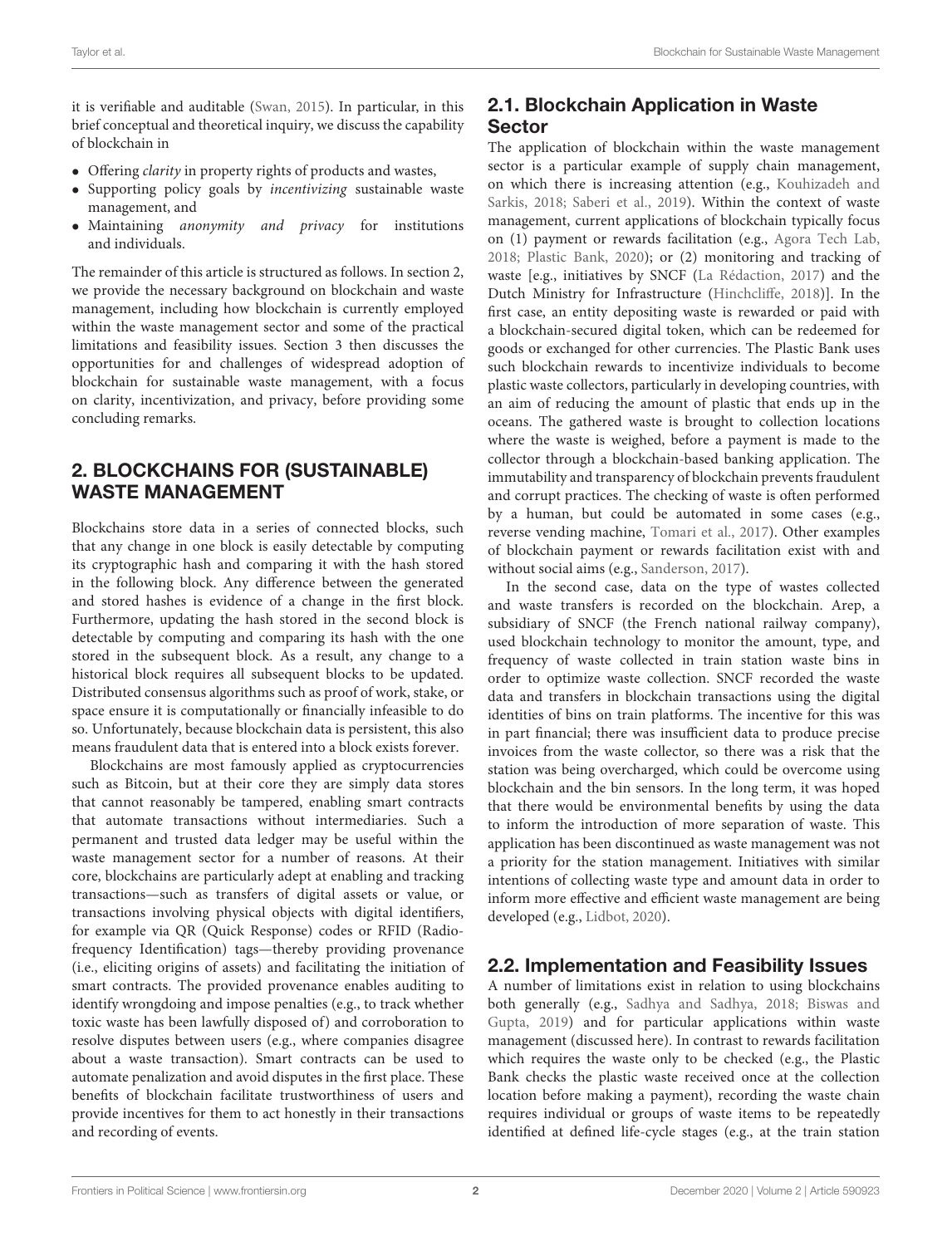it is verifiable and auditable (Swan, 2015). In particular, in this brief conceptual and theoretical inquiry, we discuss the capability of blockchain in

- Offering *clarity* in property rights of products and wastes,
- Supporting policy goals by *incentivizing* sustainable waste management, and
- Maintaining *anonymity and privacy* for institutions and individuals.

The remainder of this article is structured as follows. In section 2, we provide the necessary background on blockchain and waste management, including how blockchain is currently employed within the waste management sector and some of the practical limitations and feasibility issues. Section 3 then discusses the opportunities for and challenges of widespread adoption of blockchain for sustainable waste management, with a focus on clarity, incentivization, and privacy, before providing some concluding remarks.

## 2. BLOCKCHAINS FOR (SUSTAINABLE) WASTE MANAGEMENT

Blockchains store data in a series of connected blocks, such that any change in one block is easily detectable by computing its cryptographic hash and comparing it with the hash stored in the following block. Any difference between the generated and stored hashes is evidence of a change in the first block. Furthermore, updating the hash stored in the second block is detectable by computing and comparing its hash with the one stored in the subsequent block. As a result, any change to a historical block requires all subsequent blocks to be updated. Distributed consensus algorithms such as proof of work, stake, or space ensure it is computationally or financially infeasible to do so. Unfortunately, because blockchain data is persistent, this also means fraudulent data that is entered into a block exists forever.

Blockchains are most famously applied as cryptocurrencies such as Bitcoin, but at their core they are simply data stores that cannot reasonably be tampered, enabling smart contracts that automate transactions without intermediaries. Such a permanent and trusted data ledger may be useful within the waste management sector for a number of reasons. At their core, blockchains are particularly adept at enabling and tracking transactions—such as transfers of digital assets or value, or transactions involving physical objects with digital identifiers, for example via QR (Quick Response) codes or RFID (Radio-frequency Identification) tags—thereby providing provenance (i.e., eliciting origins of assets) and facilitating the initiation of smart contracts. The provided provenance enables auditing to identify wrongdoing and impose penalties (e.g., to track whether toxic waste has been lawfully disposed of) and corroboration to resolve disputes between users (e.g., where companies disagree about a waste transaction). Smart contracts can be used to automate penalization and avoid disputes in the first place. These benefits of blockchain facilitate trustworthiness of users and provide incentives for them to act honestly in their transactions and recording of events.

### 2.1. Blockchain Application in Waste Sector

The application of blockchain within the waste management sector is a particular example of supply chain management, on which there is increasing attention (e.g., Kouhizadeh and Sarkis, 2018; Saberi et al., 2019). Within the context of waste management, current applications of blockchain typically focus on (1) payment or rewards facilitation (e.g., Agora Tech Lab, 2018; Plastic Bank, 2020); or (2) monitoring and tracking of waste [e.g., initiatives by SNCF (La Rédaction, 2017) and the Dutch Ministry for Infrastructure (Hinchcliffe, 2018)]. In the first case, an entity depositing waste is rewarded or paid with a blockchain-secured digital token, which can be redeemed for goods or exchanged for other currencies. The Plastic Bank uses such blockchain rewards to incentivize individuals to become plastic waste collectors, particularly in developing countries, with an aim of reducing the amount of plastic that ends up in the oceans. The gathered waste is brought to collection locations where the waste is weighed, before a payment is made to the collector through a blockchain-based banking application. The immutability and transparency of blockchain prevents fraudulent and corrupt practices. The checking of waste is often performed by a human, but could be automated in some cases (e.g., reverse vending machine, Tomari et al., 2017). Other examples of blockchain payment or rewards facilitation exist with and without social aims (e.g., Sanderson, 2017).

In the second case, data on the type of wastes collected and waste transfers is recorded on the blockchain. Arep, a subsidiary of SNCF (the French national railway company), used blockchain technology to monitor the amount, type, and frequency of waste collected in train station waste bins in order to optimize waste collection. SNCF recorded the waste data and transfers in blockchain transactions using the digital identities of bins on train platforms. The incentive for this was in part financial; there was insufficient data to produce precise invoices from the waste collector, so there was a risk that the station was being overcharged, which could be overcome using blockchain and the bin sensors. In the long term, it was hoped that there would be environmental benefits by using the data to inform the introduction of more separation of waste. This application has been discontinued as waste management was not a priority for the station management. Initiatives with similar intentions of collecting waste type and amount data in order to inform more effective and efficient waste management are being developed (e.g., Lidbot, 2020).

### 2.2. Implementation and Feasibility Issues

A number of limitations exist in relation to using blockchains both generally (e.g., Sadhya and Sadhya, 2018; Biswas and Gupta, 2019) and for particular applications within waste management (discussed here). In contrast to rewards facilitation which requires the waste only to be checked (e.g., the Plastic Bank checks the plastic waste received once at the collection location before making a payment), recording the waste chain requires individual or groups of waste items to be repeatedly identified at defined life-cycle stages (e.g., at the train station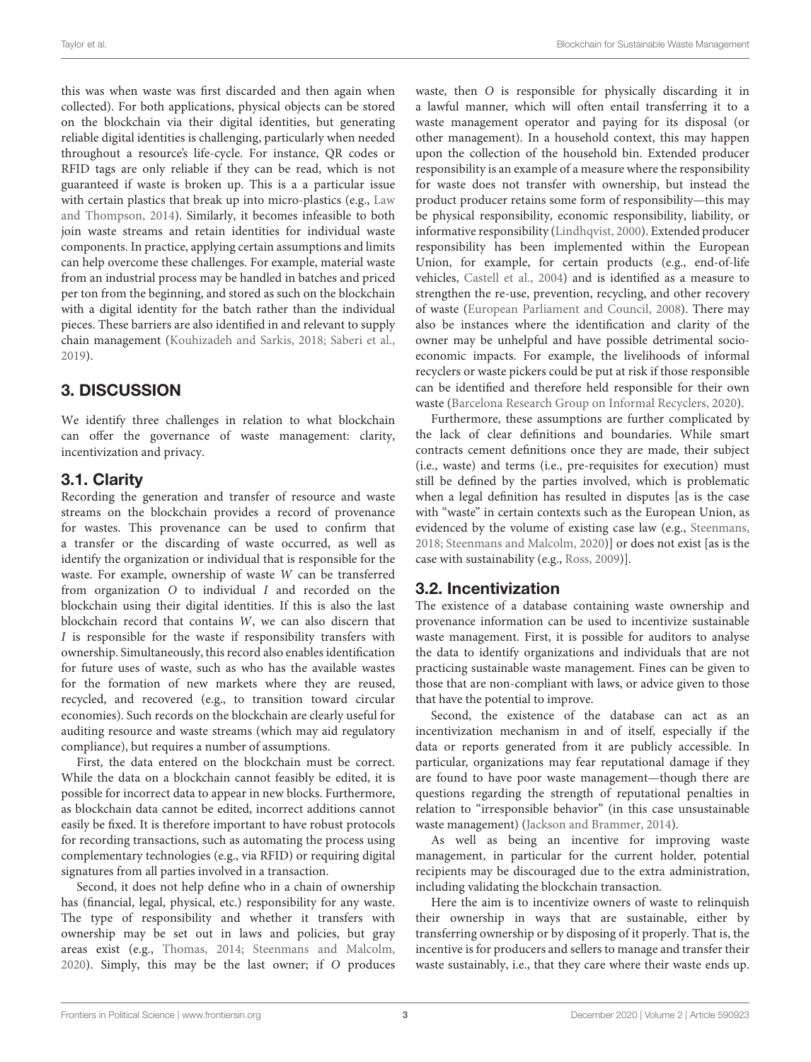this was when waste was first discarded and then again when collected). For both applications, physical objects can be stored on the blockchain via their digital identities, but generating reliable digital identities is challenging, particularly when needed throughout a resource's life-cycle. For instance, QR codes or RFID tags are only reliable if they can be read, which is not guaranteed if waste is broken up. This is a a particular issue with certain plastics that break up into micro-plastics (e.g., Law and Thompson, 2014). Similarly, it becomes infeasible to both join waste streams and retain identities for individual waste components. In practice, applying certain assumptions and limits can help overcome these challenges. For example, material waste from an industrial process may be handled in batches and priced per ton from the beginning, and stored as such on the blockchain with a digital identity for the batch rather than the individual pieces. These barriers are also identified in and relevant to supply chain management (Kouhizadeh and Sarkis, 2018; Saberi et al., 2019).

## 3. DISCUSSION

We identify three challenges in relation to what blockchain can offer the governance of waste management: clarity, incentivization and privacy.

### 3.1. Clarity

Recording the generation and transfer of resource and waste streams on the blockchain provides a record of provenance for wastes. This provenance can be used to confirm that a transfer or the discarding of waste occurred, as well as identify the organization or individual that is responsible for the waste. For example, ownership of waste *W* can be transferred from organization *O* to individual *I* and recorded on the blockchain using their digital identities. If this is also the last blockchain record that contains *W*, we can also discern that *I* is responsible for the waste if responsibility transfers with ownership. Simultaneously, this record also enables identification for future uses of waste, such as who has the available wastes for the formation of new markets where they are reused, recycled, and recovered (e.g., to transition toward circular economies). Such records on the blockchain are clearly useful for auditing resource and waste streams (which may aid regulatory compliance), but requires a number of assumptions.

First, the data entered on the blockchain must be correct. While the data on a blockchain cannot feasibly be edited, it is possible for incorrect data to appear in new blocks. Furthermore, as blockchain data cannot be edited, incorrect additions cannot easily be fixed. It is therefore important to have robust protocols for recording transactions, such as automating the process using complementary technologies (e.g., via RFID) or requiring digital signatures from all parties involved in a transaction.

Second, it does not help define who in a chain of ownership has (financial, legal, physical, etc.) responsibility for any waste. The type of responsibility and whether it transfers with ownership may be set out in laws and policies, but gray areas exist (e.g., Thomas, 2014; Steenmans and Malcolm, 2020). Simply, this may be the last owner; if *O* produces waste, then *O* is responsible for physically discarding it in a lawful manner, which will often entail transferring it to a waste management operator and paying for its disposal (or other management). In a household context, this may happen upon the collection of the household bin. Extended producer responsibility is an example of a measure where the responsibility for waste does not transfer with ownership, but instead the product producer retains some form of responsibility—this may be physical responsibility, economic responsibility, liability, or informative responsibility (Lindhqvist, 2000). Extended producer responsibility has been implemented within the European Union, for example, for certain products (e.g., end-of-life vehicles, Castell et al., 2004) and is identified as a measure to strengthen the re-use, prevention, recycling, and other recovery of waste (European Parliament and Council, 2008). There may also be instances where the identification and clarity of the owner may be unhelpful and have possible detrimental socio-economic impacts. For example, the livelihoods of informal recyclers or waste pickers could be put at risk if those responsible can be identified and therefore held responsible for their own waste (Barcelona Research Group on Informal Recyclers, 2020).

Furthermore, these assumptions are further complicated by the lack of clear definitions and boundaries. While smart contracts cement definitions once they are made, their subject (i.e., waste) and terms (i.e., pre-requisites for execution) must still be defined by the parties involved, which is problematic when a legal definition has resulted in disputes [as is the case with "waste" in certain contexts such as the European Union, as evidenced by the volume of existing case law (e.g., Steenmans, 2018; Steenmans and Malcolm, 2020)] or does not exist [as is the case with sustainability (e.g., Ross, 2009)].

### 3.2. Incentivization

The existence of a database containing waste ownership and provenance information can be used to incentivize sustainable waste management. First, it is possible for auditors to analyse the data to identify organizations and individuals that are not practicing sustainable waste management. Fines can be given to those that are non-compliant with laws, or advice given to those that have the potential to improve.

Second, the existence of the database can act as an incentivization mechanism in and of itself, especially if the data or reports generated from it are publicly accessible. In particular, organizations may fear reputational damage if they are found to have poor waste management—though there are questions regarding the strength of reputational penalties in relation to "irresponsible behavior" (in this case unsustainable waste management) (Jackson and Brammer, 2014).

As well as being an incentive for improving waste management, in particular for the current holder, potential recipients may be discouraged due to the extra administration, including validating the blockchain transaction.

Here the aim is to incentivize owners of waste to relinquish their ownership in ways that are sustainable, either by transferring ownership or by disposing of it properly. That is, the incentive is for producers and sellers to manage and transfer their waste sustainably, i.e., that they care where their waste ends up.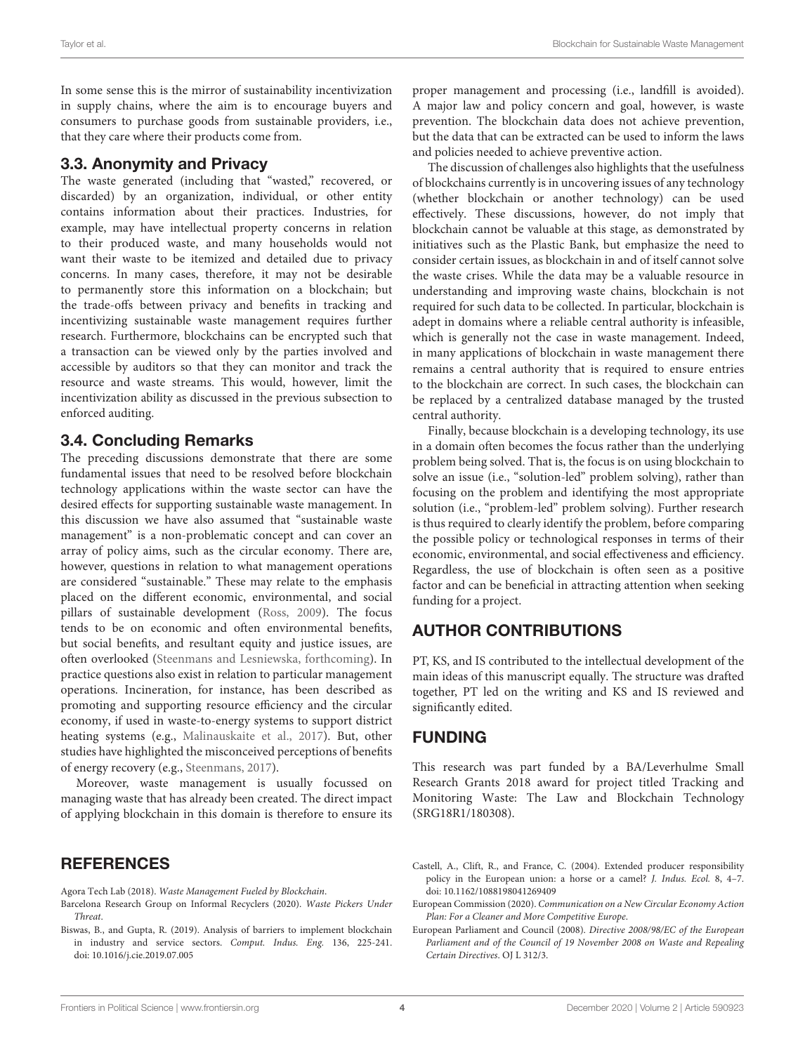In some sense this is the mirror of sustainability incentivization in supply chains, where the aim is to encourage buyers and consumers to purchase goods from sustainable providers, i.e., that they care where their products come from.

## 3.3. Anonymity and Privacy

The waste generated (including that "wasted," recovered, or discarded) by an organization, individual, or other entity contains information about their practices. Industries, for example, may have intellectual property concerns in relation to their produced waste, and many households would not want their waste to be itemized and detailed due to privacy concerns. In many cases, therefore, it may not be desirable to permanently store this information on a blockchain; but the trade-offs between privacy and benefits in tracking and incentivizing sustainable waste management requires further research. Furthermore, blockchains can be encrypted such that a transaction can be viewed only by the parties involved and accessible by auditors so that they can monitor and track the resource and waste streams. This would, however, limit the incentivization ability as discussed in the previous subsection to enforced auditing.

## 3.4. Concluding Remarks

The preceding discussions demonstrate that there are some fundamental issues that need to be resolved before blockchain technology applications within the waste sector can have the desired effects for supporting sustainable waste management. In this discussion we have also assumed that "sustainable waste management" is a non-problematic concept and can cover an array of policy aims, such as the circular economy. There are, however, questions in relation to what management operations are considered "sustainable." These may relate to the emphasis placed on the different economic, environmental, and social pillars of sustainable development (Ross, 2009). The focus tends to be on economic and often environmental benefits, but social benefits, and resultant equity and justice issues, are often overlooked (Steenmans and Lesniewska, forthcoming). In practice questions also exist in relation to particular management operations. Incineration, for instance, has been described as promoting and supporting resource efficiency and the circular economy, if used in waste-to-energy systems to support district heating systems (e.g., Malinauskaite et al., 2017). But, other studies have highlighted the misconceived perceptions of benefits of energy recovery (e.g., Steenmans, 2017).

Moreover, waste management is usually focussed on managing waste that has already been created. The direct impact of applying blockchain in this domain is therefore to ensure its proper management and processing (i.e., landfill is avoided). A major law and policy concern and goal, however, is waste prevention. The blockchain data does not achieve prevention, but the data that can be extracted can be used to inform the laws and policies needed to achieve preventive action.

The discussion of challenges also highlights that the usefulness of blockchains currently is in uncovering issues of any technology (whether blockchain or another technology) can be used effectively. These discussions, however, do not imply that blockchain cannot be valuable at this stage, as demonstrated by initiatives such as the Plastic Bank, but emphasize the need to consider certain issues, as blockchain in and of itself cannot solve the waste crises. While the data may be a valuable resource in understanding and improving waste chains, blockchain is not required for such data to be collected. In particular, blockchain is adept in domains where a reliable central authority is infeasible, which is generally not the case in waste management. Indeed, in many applications of blockchain in waste management there remains a central authority that is required to ensure entries to the blockchain are correct. In such cases, the blockchain can be replaced by a centralized database managed by the trusted central authority.

Finally, because blockchain is a developing technology, its use in a domain often becomes the focus rather than the underlying problem being solved. That is, the focus is on using blockchain to solve an issue (i.e., "solution-led" problem solving), rather than focusing on the problem and identifying the most appropriate solution (i.e., "problem-led" problem solving). Further research is thus required to clearly identify the problem, before comparing the possible policy or technological responses in terms of their economic, environmental, and social effectiveness and efficiency. Regardless, the use of blockchain is often seen as a positive factor and can be beneficial in attracting attention when seeking funding for a project.

## AUTHOR CONTRIBUTIONS

PT, KS, and IS contributed to the intellectual development of the main ideas of this manuscript equally. The structure was drafted together, PT led on the writing and KS and IS reviewed and significantly edited.

## FUNDING

This research was part funded by a BA/Leverhulme Small Research Grants 2018 award for project titled Tracking and Monitoring Waste: The Law and Blockchain Technology (SRG18R1/180308).

## REFERENCES

Agora Tech Lab (2018). *Waste Management Fueled by Blockchain*.

Barcelona Research Group on Informal Recyclers (2020). *Waste Pickers Under Threat*.

Biswas, B., and Gupta, R. (2019). Analysis of barriers to implement blockchain in industry and service sectors. *Comput. Indus. Eng.* 136, 225-241. doi: 10.1016/j.cie.2019.07.005

Castell, A., Clift, R., and France, C. (2004). Extended producer responsibility policy in the European union: a horse or a camel? *J. Indus. Ecol.* 8, 4–7. doi: 10.1162/1088198041269409

European Commission (2020). *Communication on a New Circular Economy Action Plan: For a Cleaner and More Competitive Europe*.

European Parliament and Council (2008). *Directive 2008/98/EC of the European Parliament and of the Council of 19 November 2008 on Waste and Repealing Certain Directives*. OJ L 312/3.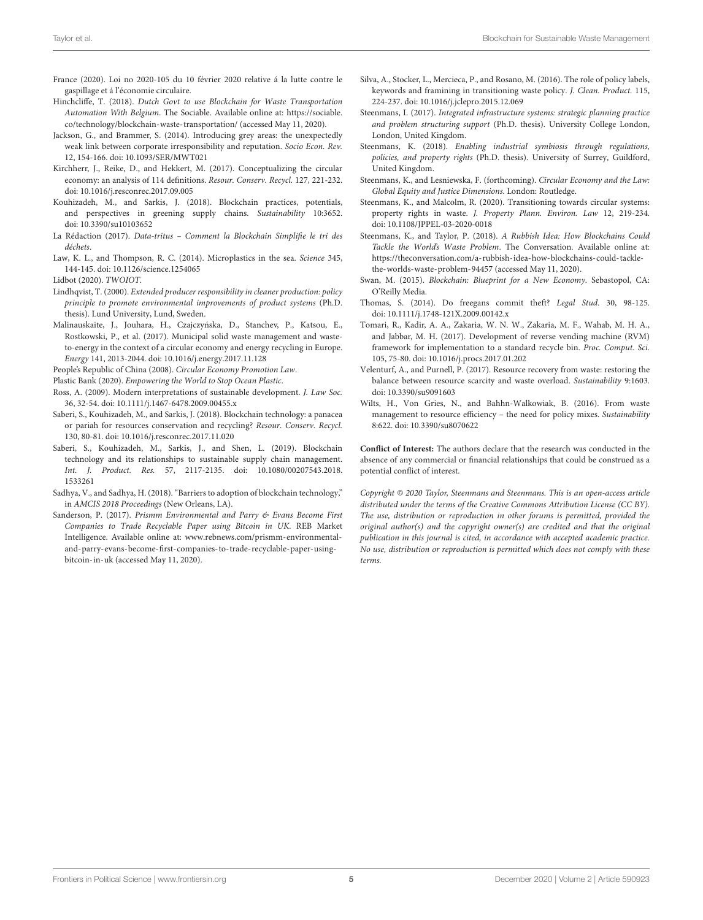France (2020). Loi no 2020-105 du 10 février 2020 relative á la lutte contre le gaspillage et á l'économie circulaire.

Hinchcliffe, T. (2018). *Dutch Govt to use Blockchain for Waste Transportation Automation With Belgium*. The Sociable. Available online at: https://sociable.co/technology/blockchain-waste-transportation/ (accessed May 11, 2020).

Jackson, G., and Brammer, S. (2014). Introducing grey areas: the unexpectedly weak link between corporate irresponsibility and reputation. *Socio Econ. Rev.* 12, 154-166. doi: 10.1093/SER/MWT021

Kirchherr, J., Reike, D., and Hekkert, M. (2017). Conceptualizing the circular economy: an analysis of 114 definitions. *Resour. Conserv. Recycl.* 127, 221-232. doi: 10.1016/j.resconrec.2017.09.005

Kouhizadeh, M., and Sarkis, J. (2018). Blockchain practices, potentials, and perspectives in greening supply chains. *Sustainability* 10:3652. doi: 10.3390/su10103652

La Rédaction (2017). *Data-tritus – Comment la Blockchain Simplifie le tri des déchets*.

Law, K. L., and Thompson, R. C. (2014). Microplastics in the sea. *Science* 345, 144-145. doi: 10.1126/science.1254065

Lidbot (2020). *TWOIOT*.

Lindhqvist, T. (2000). *Extended producer responsibility in cleaner production: policy principle to promote environmental improvements of product systems* (Ph.D. thesis). Lund University, Lund, Sweden.

Malinauskaite, J., Jouhara, H., Czajczyńska, D., Stanchev, P., Katsou, E., Rostkowski, P., et al. (2017). Municipal solid waste management and waste-to-energy in the context of a circular economy and energy recycling in Europe. *Energy* 141, 2013-2044. doi: 10.1016/j.energy.2017.11.128

People's Republic of China (2008). *Circular Economy Promotion Law*.

Plastic Bank (2020). *Empowering the World to Stop Ocean Plastic*.

Ross, A. (2009). Modern interpretations of sustainable development. *J. Law Soc.* 36, 32-54. doi: 10.1111/j.1467-6478.2009.00455.x

Saberi, S., Kouhizadeh, M., and Sarkis, J. (2018). Blockchain technology: a panacea or pariah for resources conservation and recycling? *Resour. Conserv. Recycl.* 130, 80-81. doi: 10.1016/j.resconrec.2017.11.020

Saberi, S., Kouhizadeh, M., Sarkis, J., and Shen, L. (2019). Blockchain technology and its relationships to sustainable supply chain management. *Int. J. Product. Res.* 57, 2117-2135. doi: 10.1080/00207543.2018.1533261

Sadhya, V., and Sadhya, H. (2018). "Barriers to adoption of blockchain technology," in *AMCIS 2018 Proceedings* (New Orleans, LA).

Sanderson, P. (2017). *Prismm Environmental and Parry & Evans Become First Companies to Trade Recyclable Paper using Bitcoin in UK*. REB Market Intelligence. Available online at: www.rebnews.com/prismm-environmental-and-parry-evans-become-first-companies-to-trade-recyclable-paper-using-bitcoin-in-uk (accessed May 11, 2020).

Silva, A., Stocker, L., Mercieca, P., and Rosano, M. (2016). The role of policy labels, keywords and framing in transitioning waste policy. *J. Clean. Product.* 115, 224-237. doi: 10.1016/j.jclepro.2015.12.069

Steenmans, I. (2017). *Integrated infrastructure systems: strategic planning practice and problem structuring support* (Ph.D. thesis). University College London, London, United Kingdom.

Steenmans, K. (2018). *Enabling industrial symbiosis through regulations, policies, and property rights* (Ph.D. thesis). University of Surrey, Guildford, United Kingdom.

Steenmans, K., and Lesniewska, F. (forthcoming). *Circular Economy and the Law: Global Equity and Justice Dimensions*. London: Routledge.

Steenmans, K., and Malcolm, R. (2020). Transitioning towards circular systems: property rights in waste. *J. Property Plann. Environ. Law* 12, 219-234. doi: 10.1108/JPPEL-03-2020-0018

Steenmans, K., and Taylor, P. (2018). *A Rubbish Idea: How Blockchains Could Tackle the World's Waste Problem*. The Conversation. Available online at: https://theconversation.com/a-rubbish-idea-how-blockchains-could-tackle-the-worlds-waste-problem-94457 (accessed May 11, 2020).

Swan, M. (2015). *Blockchain: Blueprint for a New Economy*. Sebastopol, CA: O'Reilly Media.

Thomas, S. (2014). Do freegans commit theft? *Legal Stud.* 30, 98-125. doi: 10.1111/j.1748-121X.2009.00142.x

Tomari, R., Kadir, A. A., Zakaria, W. N. W., Zakaria, M. F., Wahab, M. H. A., and Jabbar, M. H. (2017). Development of reverse vending machine (RVM) framework for implementation to a standard recycle bin. *Proc. Comput. Sci.* 105, 75-80. doi: 10.1016/j.procs.2017.01.202

Velenturf, A., and Purnell, P. (2017). Resource recovery from waste: restoring the balance between resource scarcity and waste overload. *Sustainability* 9:1603. doi: 10.3390/su9091603

Wilts, H., Von Gries, N., and Bahhn-Walkowiak, B. (2016). From waste management to resource efficiency – the need for policy mixes. *Sustainability* 8:622. doi: 10.3390/su8070622

**Conflict of Interest:** The authors declare that the research was conducted in the absence of any commercial or financial relationships that could be construed as a potential conflict of interest.

*Copyright © 2020 Taylor, Steenmans and Steenmans. This is an open-access article distributed under the terms of the Creative Commons Attribution License (CC BY). The use, distribution or reproduction in other forums is permitted, provided the original author(s) and the copyright owner(s) are credited and that the original publication in this journal is cited, in accordance with accepted academic practice. No use, distribution or reproduction is permitted which does not comply with these terms.*